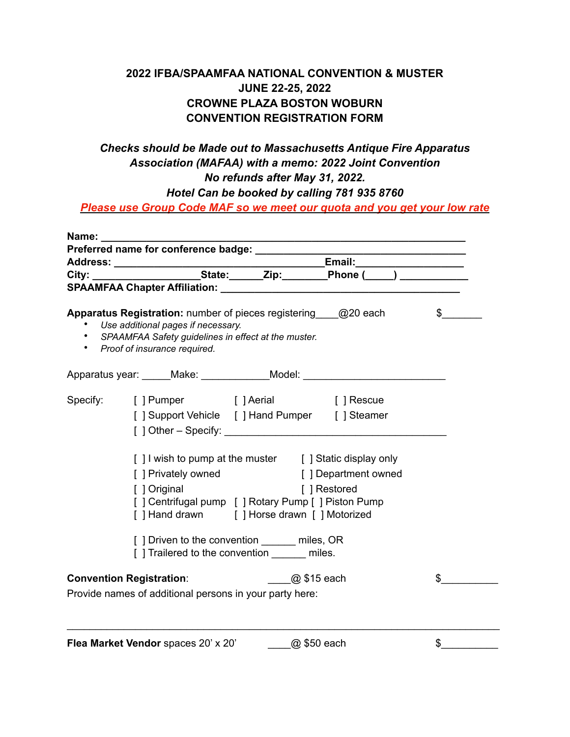# 2022 IFBA/SPAAMFAA NATIONAL CONVENTION & MUSTER
## JUNE 22-25, 2022
## CROWNE PLAZA BOSTON WOBURN
## CONVENTION REGISTRATION FORM

***Checks should be Made out to Massachusetts Antique Fire Apparatus Association (MAFAA) with a memo: 2022 Joint Convention***
***No refunds after May 31, 2022.***
***Hotel Can be booked by calling 781 935 8760***
***Please use Group Code MAF so we meet our quota and you get your low rate***

**Name:** ________________________________________________________________
**Preferred name for conference badge:** ____________________________________
**Address:** ______________________________________**Email:**__________________
**City:** __________________**State:**______**Zip:**________**Phone (**_____**)** ____________
**SPAAMFAA Chapter Affiliation:** __________________________________________

**Apparatus Registration:** number of pieces registering____@20 each $_______

- *Use additional pages if necessary.*
- *SPAAMFAA Safety guidelines in effect at the muster.*
- *Proof of insurance required.*

Apparatus year: _____Make: ____________Model: ________________________

Specify:
[ ] Pumper [ ] Aerial [ ] Rescue
[ ] Support Vehicle [ ] Hand Pumper [ ] Steamer
[ ] Other – Specify: ________________________________________

[ ] I wish to pump at the muster [ ] Static display only
[ ] Privately owned [ ] Department owned
[ ] Original [ ] Restored
[ ] Centrifugal pump [ ] Rotary Pump [ ] Piston Pump
[ ] Hand drawn [ ] Horse drawn [ ] Motorized

[ ] Driven to the convention ______ miles, OR
[ ] Trailered to the convention ______ miles.

**Convention Registration**: ____@ $15 each $__________
Provide names of additional persons in your party here:

_____________________________________________________________________________

**Flea Market Vendor** spaces 20' x 20' ____@ $50 each $__________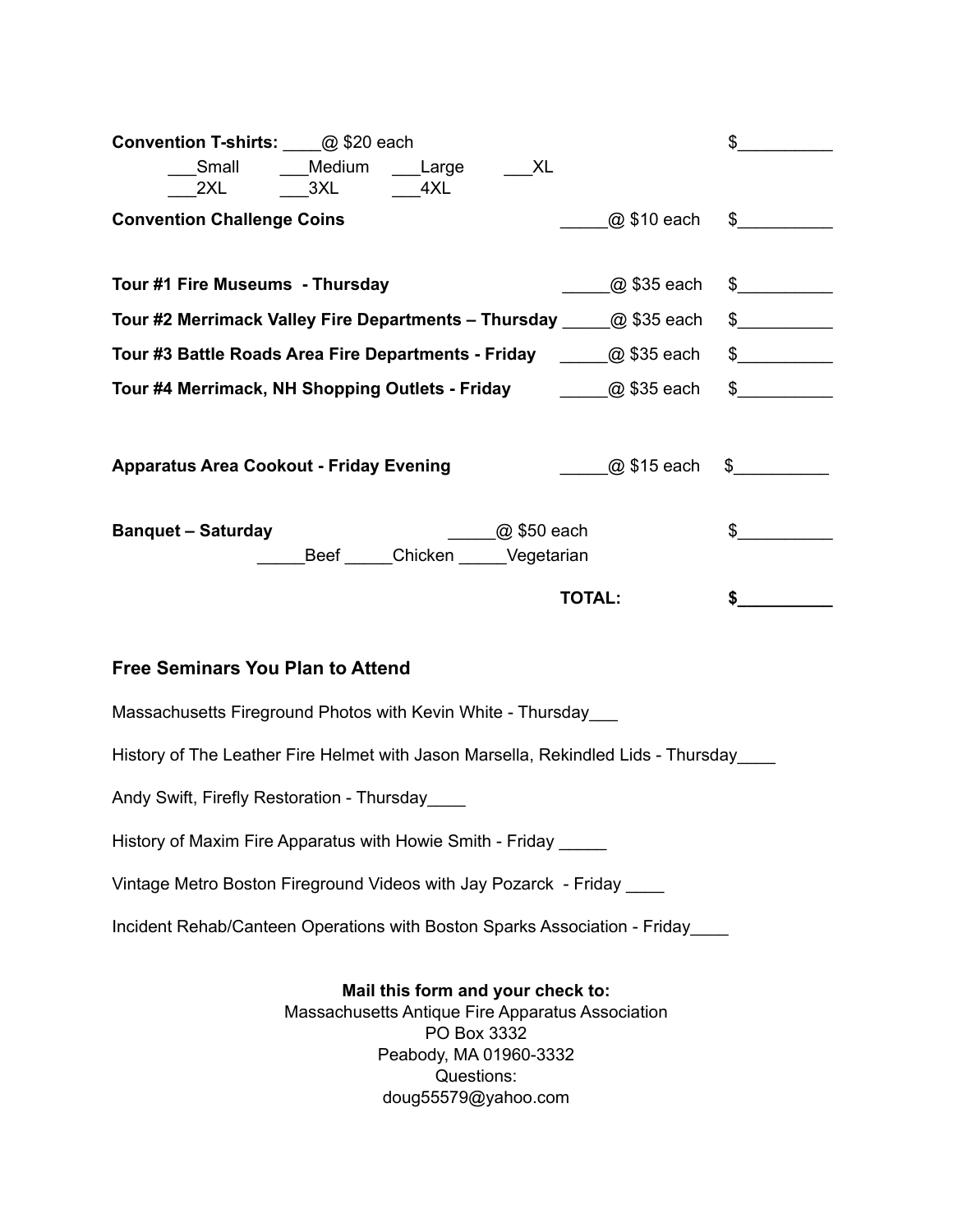**Convention T-shirts:** ____@ $20 each $__________

___Small ___Medium ___Large ___XL
___2XL ___3XL ___4XL

| | | |
|---|---|---|
| **Convention Challenge Coins** | _____@ $10 each | $__________ |
| **Tour #1 Fire Museums - Thursday** | _____@ $35 each | $__________ |
| **Tour #2 Merrimack Valley Fire Departments – Thursday** | _____@ $35 each | $__________ |
| **Tour #3 Battle Roads Area Fire Departments - Friday** | _____@ $35 each | $__________ |
| **Tour #4 Merrimack, NH Shopping Outlets - Friday** | _____@ $35 each | $__________ |
| **Apparatus Area Cookout - Friday Evening** | _____@ $15 each | $__________ |
| **Banquet – Saturday** | _____@ $50 each | $__________ |

_____Beef _____Chicken _____Vegetarian

**TOTAL:** **$__________**

### Free Seminars You Plan to Attend

Massachusetts Fireground Photos with Kevin White - Thursday___

History of The Leather Fire Helmet with Jason Marsella, Rekindled Lids - Thursday____

Andy Swift, Firefly Restoration - Thursday____

History of Maxim Fire Apparatus with Howie Smith - Friday _____

Vintage Metro Boston Fireground Videos with Jay Pozarck - Friday ____

Incident Rehab/Canteen Operations with Boston Sparks Association - Friday____

**Mail this form and your check to:**
Massachusetts Antique Fire Apparatus Association
PO Box 3332
Peabody, MA 01960-3332
Questions:
doug55579@yahoo.com